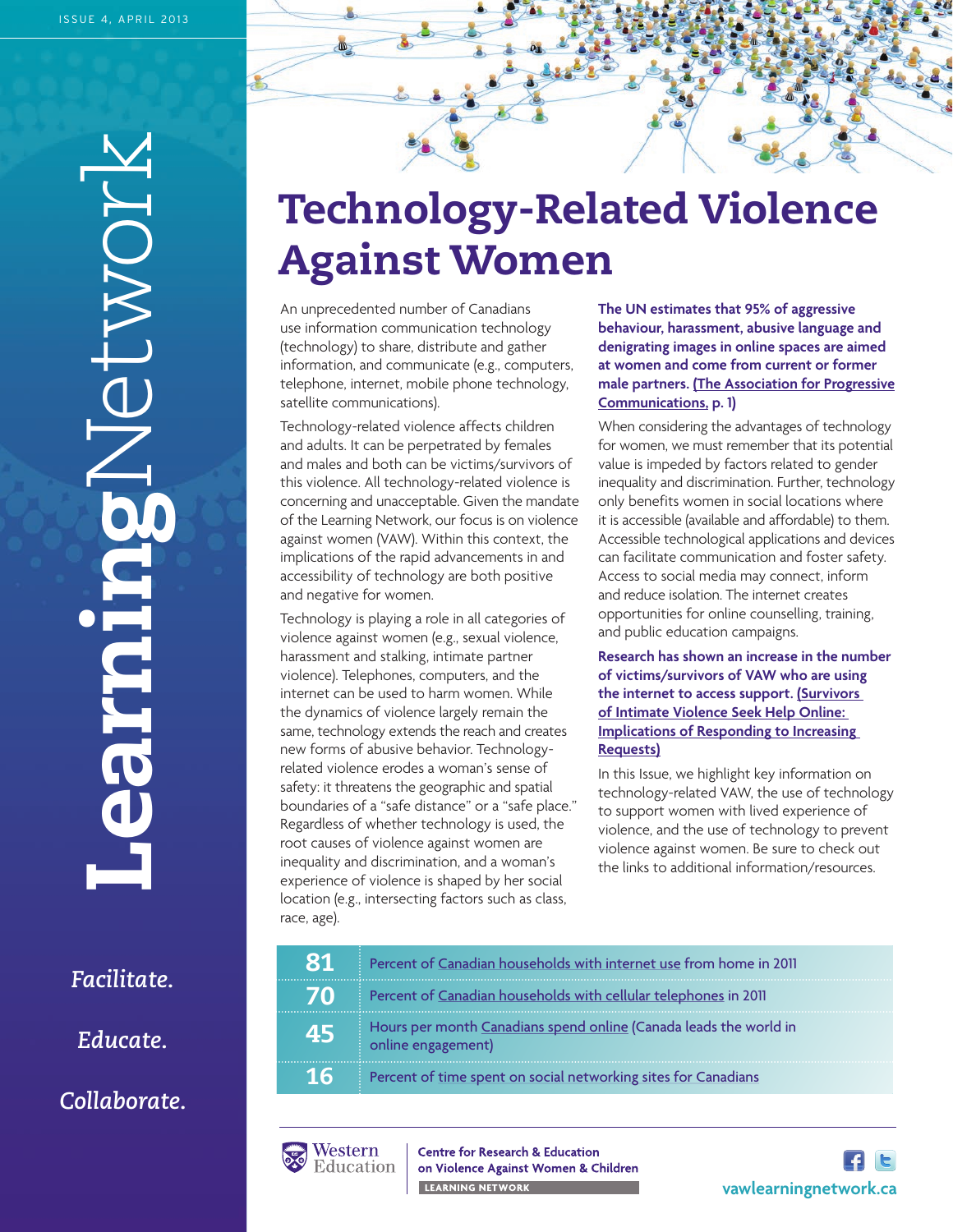# Technology-Related Violence Against Women

An unprecedented number of Canadians use information communication technology (technology) to share, distribute and gather information, and communicate (e.g., computers, telephone, internet, mobile phone technology, satellite communications).

Technology-related violence affects children and adults. It can be perpetrated by females and males and both can be victims/survivors of this violence. All technology-related violence is concerning and unacceptable. Given the mandate of the Learning Network, our focus is on violence against women (VAW). Within this context, the implications of the rapid advancements in and accessibility of technology are both positive and negative for women.

Technology is playing a role in all categories of violence against women (e.g., sexual violence, harassment and stalking, intimate partner violence). Telephones, computers, and the internet can be used to harm women. While the dynamics of violence largely remain the same, technology extends the reach and creates new forms of abusive behavior. Technology-related violence erodes a woman's sense of safety: it threatens the geographic and spatial boundaries of a "safe distance" or a "safe place." Regardless of whether technology is used, the root causes of violence against women are inequality and discrimination, and a woman's experience of violence is shaped by her social location (e.g., intersecting factors such as class, race, age).

**The UN estimates that 95% of aggressive behaviour, harassment, abusive language and denigrating images in online spaces are aimed at women and come from current or former male partners. (The Association for Progressive Communications, p. 1)**

When considering the advantages of technology for women, we must remember that its potential value is impeded by factors related to gender inequality and discrimination. Further, technology only benefits women in social locations where it is accessible (available and affordable) to them. Accessible technological applications and devices can facilitate communication and foster safety. Access to social media may connect, inform and reduce isolation. The internet creates opportunities for online counselling, training, and public education campaigns.

**Research has shown an increase in the number of victims/survivors of VAW who are using the internet to access support. (Survivors of Intimate Violence Seek Help Online: Implications of Responding to Increasing Requests)**

In this Issue, we highlight key information on technology-related VAW, the use of technology to support women with lived experience of violence, and the use of technology to prevent violence against women. Be sure to check out the links to additional information/resources.

| | |
|---|---|
| **81** | Percent of Canadian households with internet use from home in 2011 |
| **70** | Percent of Canadian households with cellular telephones in 2011 |
| **45** | Hours per month Canadians spend online (Canada leads the world in online engagement) |
| **16** | Percent of time spent on social networking sites for Canadians |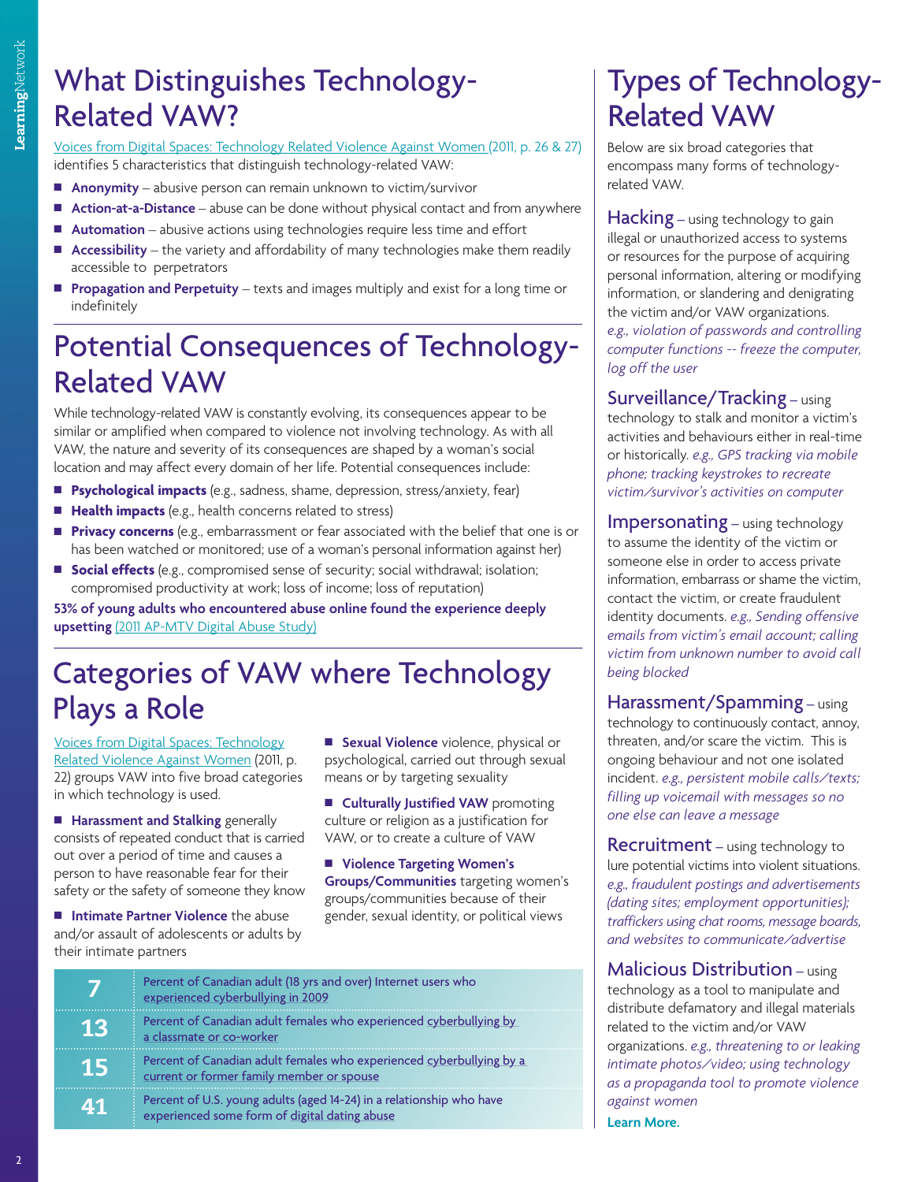# What Distinguishes Technology-Related VAW?

Voices from Digital Spaces: Technology Related Violence Against Women (2011, p. 26 & 27) identifies 5 characteristics that distinguish technology-related VAW:

- **Anonymity** – abusive person can remain unknown to victim/survivor
- **Action-at-a-Distance** – abuse can be done without physical contact and from anywhere
- **Automation** – abusive actions using technologies require less time and effort
- **Accessibility** – the variety and affordability of many technologies make them readily accessible to perpetrators
- **Propagation and Perpetuity** – texts and images multiply and exist for a long time or indefinitely

# Potential Consequences of Technology-Related VAW

While technology-related VAW is constantly evolving, its consequences appear to be similar or amplified when compared to violence not involving technology. As with all VAW, the nature and severity of its consequences are shaped by a woman's social location and may affect every domain of her life. Potential consequences include:

- **Psychological impacts** (e.g., sadness, shame, depression, stress/anxiety, fear)
- **Health impacts** (e.g., health concerns related to stress)
- **Privacy concerns** (e.g., embarrassment or fear associated with the belief that one is or has been watched or monitored; use of a woman's personal information against her)
- **Social effects** (e.g., compromised sense of security; social withdrawal; isolation; compromised productivity at work; loss of income; loss of reputation)

**53% of young adults who encountered abuse online found the experience deeply upsetting** (2011 AP-MTV Digital Abuse Study)

# Categories of VAW where Technology Plays a Role

Voices from Digital Spaces: Technology Related Violence Against Women (2011, p. 22) groups VAW into five broad categories in which technology is used.

- **Harassment and Stalking** generally consists of repeated conduct that is carried out over a period of time and causes a person to have reasonable fear for their safety or the safety of someone they know
- **Intimate Partner Violence** the abuse and/or assault of adolescents or adults by their intimate partners
- **Sexual Violence** violence, physical or psychological, carried out through sexual means or by targeting sexuality
- **Culturally Justified VAW** promoting culture or religion as a justification for VAW, or to create a culture of VAW
- **Violence Targeting Women's Groups/Communities** targeting women's groups/communities because of their gender, sexual identity, or political views

| | |
|---|---|
| **7** | Percent of Canadian adult (18 yrs and over) Internet users who experienced cyberbullying in 2009 |
| **13** | Percent of Canadian adult females who experienced cyberbullying by a classmate or co-worker |
| **15** | Percent of Canadian adult females who experienced cyberbullying by a current or former family member or spouse |
| **41** | Percent of U.S. young adults (aged 14-24) in a relationship who have experienced some form of digital dating abuse |

# Types of Technology-Related VAW

Below are six broad categories that encompass many forms of technology-related VAW.

## Hacking

– using technology to gain illegal or unauthorized access to systems or resources for the purpose of acquiring personal information, altering or modifying information, or slandering and denigrating the victim and/or VAW organizations. *e.g., violation of passwords and controlling computer functions -- freeze the computer, log off the user*

## Surveillance/Tracking

– using technology to stalk and monitor a victim's activities and behaviours either in real-time or historically. *e.g., GPS tracking via mobile phone; tracking keystrokes to recreate victim/survivor's activities on computer*

## Impersonating

– using technology to assume the identity of the victim or someone else in order to access private information, embarrass or shame the victim, contact the victim, or create fraudulent identity documents. *e.g., Sending offensive emails from victim's email account; calling victim from unknown number to avoid call being blocked*

## Harassment/Spamming

– using technology to continuously contact, annoy, threaten, and/or scare the victim. This is ongoing behaviour and not one isolated incident. *e.g., persistent mobile calls/texts; filling up voicemail with messages so no one else can leave a message*

## Recruitment

– using technology to lure potential victims into violent situations. *e.g., fraudulent postings and advertisements (dating sites; employment opportunities); traffickers using chat rooms, message boards, and websites to communicate/advertise*

## Malicious Distribution

– using technology as a tool to manipulate and distribute defamatory and illegal materials related to the victim and/or VAW organizations. *e.g., threatening to or leaking intimate photos/video; using technology as a propaganda tool to promote violence against women*

**Learn More.**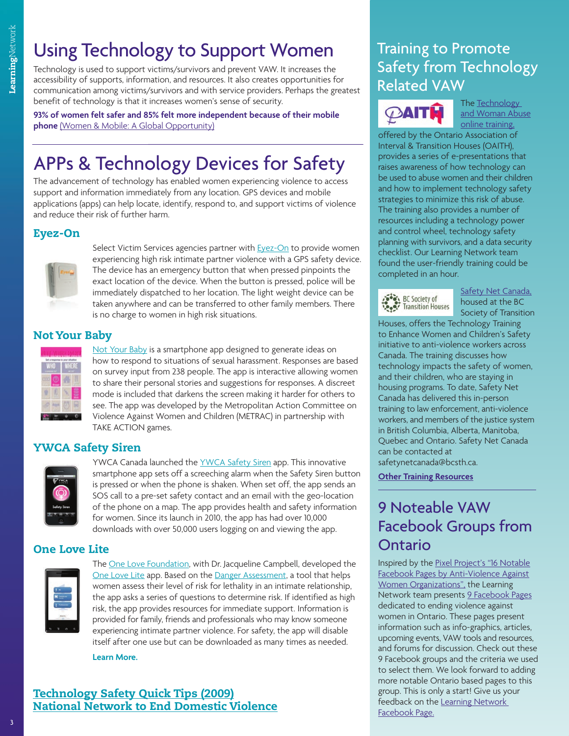# Using Technology to Support Women

Technology is used to support victims/survivors and prevent VAW. It increases the accessibility of supports, information, and resources. It also creates opportunities for communication among victims/survivors and with service providers. Perhaps the greatest benefit of technology is that it increases women's sense of security.

**93% of women felt safer and 85% felt more independent because of their mobile phone** (Women & Mobile: A Global Opportunity)

# APPs & Technology Devices for Safety

The advancement of technology has enabled women experiencing violence to access support and information immediately from any location. GPS devices and mobile applications (apps) can help locate, identify, respond to, and support victims of violence and reduce their risk of further harm.

### Eyez-On

Select Victim Services agencies partner with Eyez-On to provide women experiencing high risk intimate partner violence with a GPS safety device. The device has an emergency button that when pressed pinpoints the exact location of the device. When the button is pressed, police will be immediately dispatched to her location. The light weight device can be taken anywhere and can be transferred to other family members. There is no charge to women in high risk situations.

### Not Your Baby

Not Your Baby is a smartphone app designed to generate ideas on how to respond to situations of sexual harassment. Responses are based on survey input from 238 people. The app is interactive allowing women to share their personal stories and suggestions for responses. A discreet mode is included that darkens the screen making it harder for others to see. The app was developed by the Metropolitan Action Committee on Violence Against Women and Children (METRAC) in partnership with TAKE ACTION games.

### YWCA Safety Siren

YWCA Canada launched the YWCA Safety Siren app. This innovative smartphone app sets off a screeching alarm when the Safety Siren button is pressed or when the phone is shaken. When set off, the app sends an SOS call to a pre-set safety contact and an email with the geo-location of the phone on a map. The app provides health and safety information for women. Since its launch in 2010, the app has had over 10,000 downloads with over 50,000 users logging on and viewing the app.

### One Love Lite

The One Love Foundation, with Dr. Jacqueline Campbell, developed the One Love Lite app. Based on the Danger Assessment, a tool that helps women assess their level of risk for lethality in an intimate relationship, the app asks a series of questions to determine risk. If identified as high risk, the app provides resources for immediate support. Information is provided for family, friends and professionals who may know someone experiencing intimate partner violence. For safety, the app will disable itself after one use but can be downloaded as many times as needed.

**Learn More.**

**Technology Safety Quick Tips (2009)**
**National Network to End Domestic Violence**

## Training to Promote Safety from Technology Related VAW

The Technology and Woman Abuse online training, offered by the Ontario Association of Interval & Transition Houses (OAITH), provides a series of e-presentations that raises awareness of how technology can be used to abuse women and their children and how to implement technology safety strategies to minimize this risk of abuse. The training also provides a number of resources including a technology power and control wheel, technology safety planning with survivors, and a data security checklist. Our Learning Network team found the user-friendly training could be completed in an hour.

Safety Net Canada, housed at the BC Society of Transition Houses, offers the Technology Training to Enhance Women and Children's Safety initiative to anti-violence workers across Canada. The training discusses how technology impacts the safety of women, and their children, who are staying in housing programs. To date, Safety Net Canada has delivered this in-person training to law enforcement, anti-violence workers, and members of the justice system in British Columbia, Alberta, Manitoba, Quebec and Ontario. Safety Net Canada can be contacted at safetynetcanada@bcsth.ca.

**Other Training Resources**

## 9 Noteable VAW Facebook Groups from Ontario

Inspired by the Pixel Project's "16 Notable Facebook Pages by Anti-Violence Against Women Organizations", the Learning Network team presents 9 Facebook Pages dedicated to ending violence against women in Ontario. These pages present information such as info-graphics, articles, upcoming events, VAW tools and resources, and forums for discussion. Check out these 9 Facebook groups and the criteria we used to select them. We look forward to adding more notable Ontario based pages to this group. This is only a start! Give us your feedback on the Learning Network Facebook Page.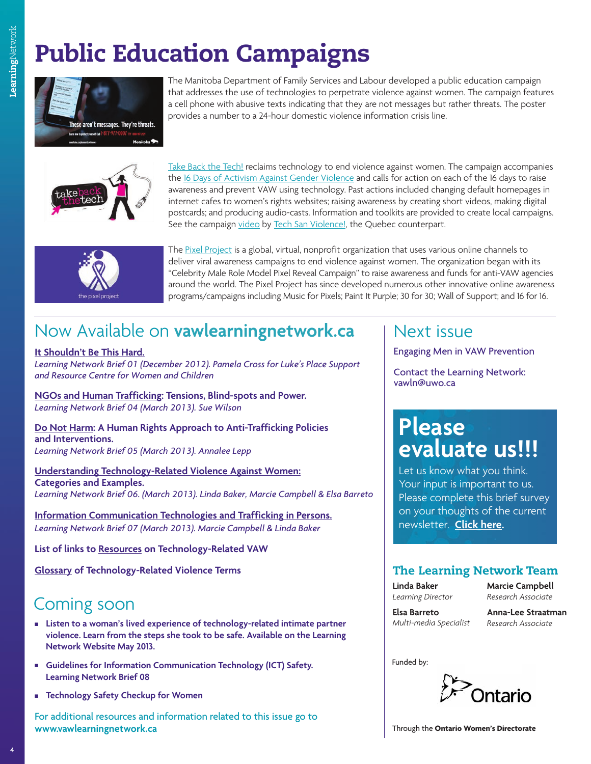# Public Education Campaigns

The Manitoba Department of Family Services and Labour developed a public education campaign that addresses the use of technologies to perpetrate violence against women. The campaign features a cell phone with abusive texts indicating that they are not messages but rather threats. The poster provides a number to a 24-hour domestic violence information crisis line.

Take Back the Tech! reclaims technology to end violence against women. The campaign accompanies the 16 Days of Activism Against Gender Violence and calls for action on each of the 16 days to raise awareness and prevent VAW using technology. Past actions included changing default homepages in internet cafes to women's rights websites; raising awareness by creating short videos, making digital postcards; and producing audio-casts. Information and toolkits are provided to create local campaigns. See the campaign video by Tech San Violence!, the Quebec counterpart.

The Pixel Project is a global, virtual, nonprofit organization that uses various online channels to deliver viral awareness campaigns to end violence against women. The organization began with its "Celebrity Male Role Model Pixel Reveal Campaign" to raise awareness and funds for anti-VAW agencies around the world. The Pixel Project has since developed numerous other innovative online awareness programs/campaigns including Music for Pixels; Paint It Purple; 30 for 30; Wall of Support; and 16 for 16.

## Now Available on **vawlearningnetwork.ca**

**It Shouldn't Be This Hard.**
*Learning Network Brief 01 (December 2012). Pamela Cross for Luke's Place Support and Resource Centre for Women and Children*

**NGOs and Human Trafficking: Tensions, Blind-spots and Power.**
*Learning Network Brief 04 (March 2013). Sue Wilson*

**Do Not Harm: A Human Rights Approach to Anti-Trafficking Policies and Interventions.**
*Learning Network Brief 05 (March 2013). Annalee Lepp*

**Understanding Technology-Related Violence Against Women: Categories and Examples.**
*Learning Network Brief 06. (March 2013). Linda Baker, Marcie Campbell & Elsa Barreto*

**Information Communication Technologies and Trafficking in Persons.**
*Learning Network Brief 07 (March 2013). Marcie Campbell & Linda Baker*

**List of links to Resources on Technology-Related VAW**

**Glossary of Technology-Related Violence Terms**

## Coming soon

- **Listen to a woman's lived experience of technology-related intimate partner violence. Learn from the steps she took to be safe. Available on the Learning Network Website May 2013.**
- **Guidelines for Information Communication Technology (ICT) Safety. Learning Network Brief 08**
- **Technology Safety Checkup for Women**

For additional resources and information related to this issue go to **www.vawlearningnetwork.ca**

## Next issue

Engaging Men in VAW Prevention

Contact the Learning Network: vawln@uwo.ca

## Please evaluate us!!!

Let us know what you think. Your input is important to us. Please complete this brief survey on your thoughts of the current newsletter. **Click here.**

### The Learning Network Team

**Linda Baker**
*Learning Director*

**Marcie Campbell**
*Research Associate*

**Elsa Barreto**
*Multi-media Specialist*

**Anna-Lee Straatman**
*Research Associate*

Funded by:

Ontario

Through the **Ontario Women's Directorate**